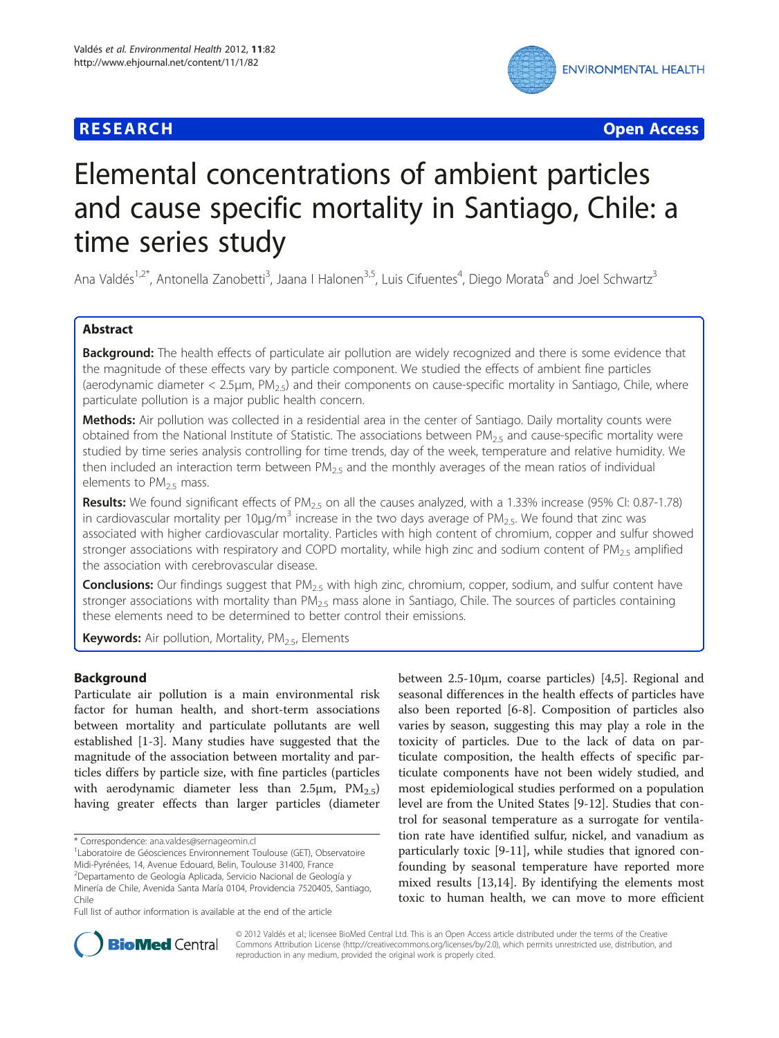**RESEARCH** **Open Access**

# Elemental concentrations of ambient particles and cause specific mortality in Santiago, Chile: a time series study

Ana Valdés[1,2*], Antonella Zanobetti[3], Jaana I Halonen[3,5], Luis Cifuentes[4], Diego Morata[6] and Joel Schwartz[3]

## Abstract

**Background:** The health effects of particulate air pollution are widely recognized and there is some evidence that the magnitude of these effects vary by particle component. We studied the effects of ambient fine particles (aerodynamic diameter < 2.5μm, $PM_{2.5}$) and their components on cause-specific mortality in Santiago, Chile, where particulate pollution is a major public health concern.

**Methods:** Air pollution was collected in a residential area in the center of Santiago. Daily mortality counts were obtained from the National Institute of Statistic. The associations between $PM_{2.5}$ and cause-specific mortality were studied by time series analysis controlling for time trends, day of the week, temperature and relative humidity. We then included an interaction term between $PM_{2.5}$ and the monthly averages of the mean ratios of individual elements to $PM_{2.5}$ mass.

**Results:** We found significant effects of $PM_{2.5}$ on all the causes analyzed, with a 1.33% increase (95% CI: 0.87-1.78) in cardiovascular mortality per 10μg/m$^3$ increase in the two days average of $PM_{2.5}$. We found that zinc was associated with higher cardiovascular mortality. Particles with high content of chromium, copper and sulfur showed stronger associations with respiratory and COPD mortality, while high zinc and sodium content of $PM_{2.5}$ amplified the association with cerebrovascular disease.

**Conclusions:** Our findings suggest that $PM_{2.5}$ with high zinc, chromium, copper, sodium, and sulfur content have stronger associations with mortality than $PM_{2.5}$ mass alone in Santiago, Chile. The sources of particles containing these elements need to be determined to better control their emissions.

**Keywords:** Air pollution, Mortality, $PM_{2.5}$, Elements

## Background

Particulate air pollution is a main environmental risk factor for human health, and short-term associations between mortality and particulate pollutants are well established [1-3]. Many studies have suggested that the magnitude of the association between mortality and particles differs by particle size, with fine particles (particles with aerodynamic diameter less than 2.5μm, $PM_{2.5}$) having greater effects than larger particles (diameter between 2.5-10μm, coarse particles) [4,5]. Regional and seasonal differences in the health effects of particles have also been reported [6-8]. Composition of particles also varies by season, suggesting this may play a role in the toxicity of particles. Due to the lack of data on particulate composition, the health effects of specific particulate components have not been widely studied, and most epidemiological studies performed on a population level are from the United States [9-12]. Studies that control for seasonal temperature as a surrogate for ventilation rate have identified sulfur, nickel, and vanadium as particularly toxic [9-11], while studies that ignored confounding by seasonal temperature have reported more mixed results [13,14]. By identifying the elements most toxic to human health, we can move to more efficient

\* Correspondence: ana.valdes@sernageomin.cl
[1]Laboratoire de Géosciences Environnement Toulouse (GET), Observatoire Midi-Pyrénées, 14, Avenue Edouard, Belin, Toulouse 31400, France
[2]Departamento de Geología Aplicada, Servicio Nacional de Geología y Minería de Chile, Avenida Santa María 0104, Providencia 7520405, Santiago, Chile
Full list of author information is available at the end of the article

© 2012 Valdés et al.; licensee BioMed Central Ltd. This is an Open Access article distributed under the terms of the Creative Commons Attribution License (http://creativecommons.org/licenses/by/2.0), which permits unrestricted use, distribution, and reproduction in any medium, provided the original work is properly cited.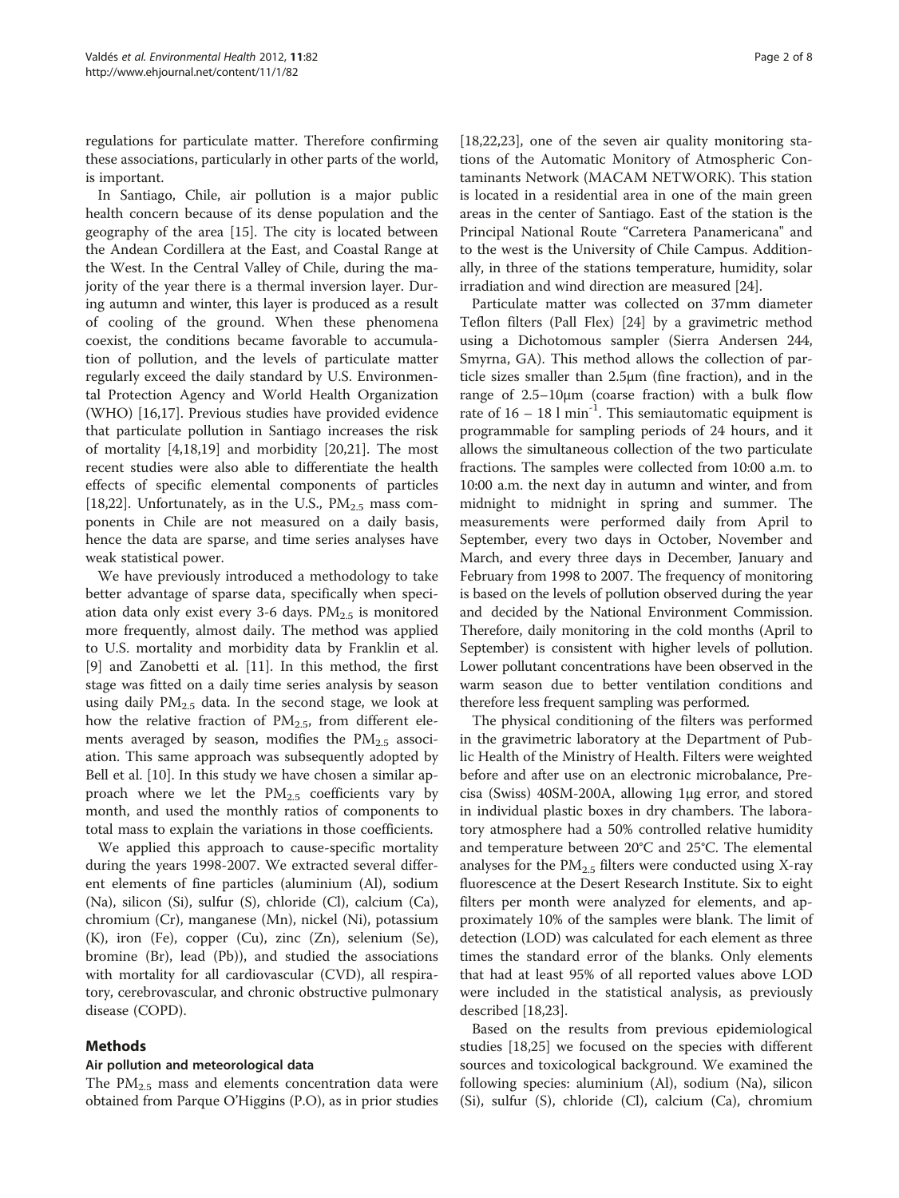regulations for particulate matter. Therefore confirming these associations, particularly in other parts of the world, is important.

In Santiago, Chile, air pollution is a major public health concern because of its dense population and the geography of the area [15]. The city is located between the Andean Cordillera at the East, and Coastal Range at the West. In the Central Valley of Chile, during the majority of the year there is a thermal inversion layer. During autumn and winter, this layer is produced as a result of cooling of the ground. When these phenomena coexist, the conditions became favorable to accumulation of pollution, and the levels of particulate matter regularly exceed the daily standard by U.S. Environmental Protection Agency and World Health Organization (WHO) [16,17]. Previous studies have provided evidence that particulate pollution in Santiago increases the risk of mortality [4,18,19] and morbidity [20,21]. The most recent studies were also able to differentiate the health effects of specific elemental components of particles [18,22]. Unfortunately, as in the U.S., $PM_{2.5}$ mass components in Chile are not measured on a daily basis, hence the data are sparse, and time series analyses have weak statistical power.

We have previously introduced a methodology to take better advantage of sparse data, specifically when speciation data only exist every 3-6 days. $PM_{2.5}$ is monitored more frequently, almost daily. The method was applied to U.S. mortality and morbidity data by Franklin et al. [9] and Zanobetti et al. [11]. In this method, the first stage was fitted on a daily time series analysis by season using daily $PM_{2.5}$ data. In the second stage, we look at how the relative fraction of $PM_{2.5}$, from different elements averaged by season, modifies the $PM_{2.5}$ association. This same approach was subsequently adopted by Bell et al. [10]. In this study we have chosen a similar approach where we let the $PM_{2.5}$ coefficients vary by month, and used the monthly ratios of components to total mass to explain the variations in those coefficients.

We applied this approach to cause-specific mortality during the years 1998-2007. We extracted several different elements of fine particles (aluminium (Al), sodium (Na), silicon (Si), sulfur (S), chloride (Cl), calcium (Ca), chromium (Cr), manganese (Mn), nickel (Ni), potassium (K), iron (Fe), copper (Cu), zinc (Zn), selenium (Se), bromine (Br), lead (Pb)), and studied the associations with mortality for all cardiovascular (CVD), all respiratory, cerebrovascular, and chronic obstructive pulmonary disease (COPD).

## Methods

### Air pollution and meteorological data

The $PM_{2.5}$ mass and elements concentration data were obtained from Parque O'Higgins (P.O), as in prior studies [18,22,23], one of the seven air quality monitoring stations of the Automatic Monitory of Atmospheric Contaminants Network (MACAM NETWORK). This station is located in a residential area in one of the main green areas in the center of Santiago. East of the station is the Principal National Route "Carretera Panamericana" and to the west is the University of Chile Campus. Additionally, in three of the stations temperature, humidity, solar irradiation and wind direction are measured [24].

Particulate matter was collected on 37mm diameter Teflon filters (Pall Flex) [24] by a gravimetric method using a Dichotomous sampler (Sierra Andersen 244, Smyrna, GA). This method allows the collection of particle sizes smaller than 2.5μm (fine fraction), and in the range of 2.5–10μm (coarse fraction) with a bulk flow rate of 16 – 18 l $min^{-1}$. This semiautomatic equipment is programmable for sampling periods of 24 hours, and it allows the simultaneous collection of the two particulate fractions. The samples were collected from 10:00 a.m. to 10:00 a.m. the next day in autumn and winter, and from midnight to midnight in spring and summer. The measurements were performed daily from April to September, every two days in October, November and March, and every three days in December, January and February from 1998 to 2007. The frequency of monitoring is based on the levels of pollution observed during the year and decided by the National Environment Commission. Therefore, daily monitoring in the cold months (April to September) is consistent with higher levels of pollution. Lower pollutant concentrations have been observed in the warm season due to better ventilation conditions and therefore less frequent sampling was performed.

The physical conditioning of the filters was performed in the gravimetric laboratory at the Department of Public Health of the Ministry of Health. Filters were weighted before and after use on an electronic microbalance, Precisa (Swiss) 40SM-200A, allowing 1μg error, and stored in individual plastic boxes in dry chambers. The laboratory atmosphere had a 50% controlled relative humidity and temperature between 20°C and 25°C. The elemental analyses for the $PM_{2.5}$ filters were conducted using X-ray fluorescence at the Desert Research Institute. Six to eight filters per month were analyzed for elements, and approximately 10% of the samples were blank. The limit of detection (LOD) was calculated for each element as three times the standard error of the blanks. Only elements that had at least 95% of all reported values above LOD were included in the statistical analysis, as previously described [18,23].

Based on the results from previous epidemiological studies [18,25] we focused on the species with different sources and toxicological background. We examined the following species: aluminium (Al), sodium (Na), silicon (Si), sulfur (S), chloride (Cl), calcium (Ca), chromium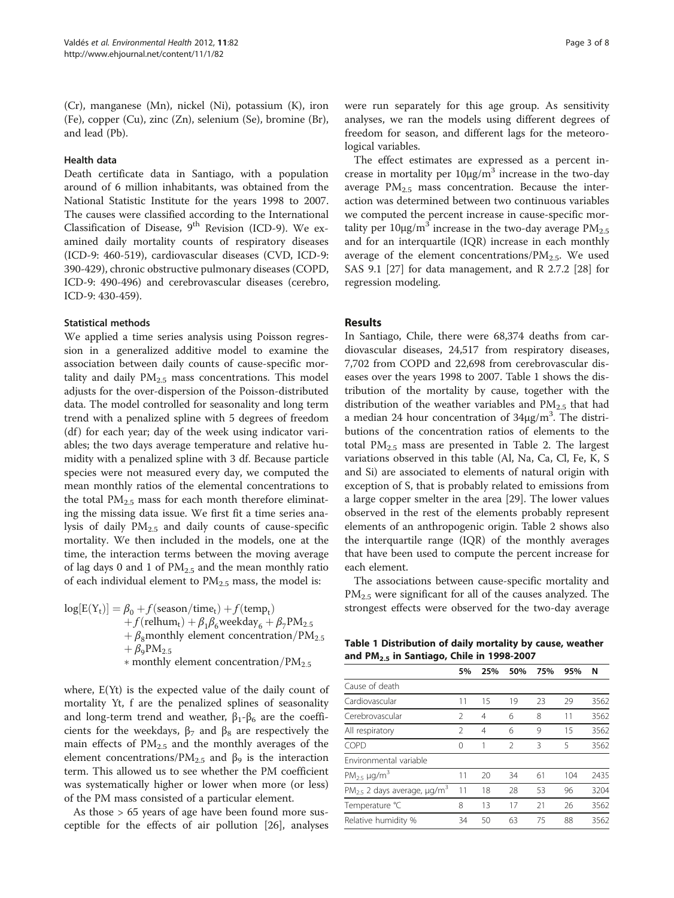(Cr), manganese (Mn), nickel (Ni), potassium (K), iron (Fe), copper (Cu), zinc (Zn), selenium (Se), bromine (Br), and lead (Pb).

### Health data

Death certificate data in Santiago, with a population around of 6 million inhabitants, was obtained from the National Statistic Institute for the years 1998 to 2007. The causes were classified according to the International Classification of Disease, 9th Revision (ICD-9). We examined daily mortality counts of respiratory diseases (ICD-9: 460-519), cardiovascular diseases (CVD, ICD-9: 390-429), chronic obstructive pulmonary diseases (COPD, ICD-9: 490-496) and cerebrovascular diseases (cerebro, ICD-9: 430-459).

### Statistical methods

We applied a time series analysis using Poisson regression in a generalized additive model to examine the association between daily counts of cause-specific mortality and daily $PM_{2.5}$ mass concentrations. This model adjusts for the over-dispersion of the Poisson-distributed data. The model controlled for seasonality and long term trend with a penalized spline with 5 degrees of freedom (df) for each year; day of the week using indicator variables; the two days average temperature and relative humidity with a penalized spline with 3 df. Because particle species were not measured every day, we computed the mean monthly ratios of the elemental concentrations to the total $PM_{2.5}$ mass for each month therefore eliminating the missing data issue. We first fit a time series analysis of daily $PM_{2.5}$ and daily counts of cause-specific mortality. We then included in the models, one at the time, the interaction terms between the moving average of lag days 0 and 1 of $PM_{2.5}$ and the mean monthly ratio of each individual element to $PM_{2.5}$ mass, the model is:

$$
\begin{aligned}
\log[E(Y_t)] = \beta_0 &+ f(\text{season/time}_t) + f(\text{temp}_t) \\
&+ f(\text{relhum}_t) + \beta_1\beta_6\text{weekday}_6 + \beta_7\text{PM}_{2.5} \\
&+ \beta_8\text{monthly element concentration/PM}_{2.5} \\
&+ \beta_9\text{PM}_{2.5} \\
&* \text{monthly element concentration/PM}_{2.5}
\end{aligned}
$$

where, E(Yt) is the expected value of the daily count of mortality Yt, f are the penalized splines of seasonality and long-term trend and weather, $\beta_1$-$\beta_6$ are the coefficients for the weekdays, $\beta_7$ and $\beta_8$ are respectively the main effects of $PM_{2.5}$ and the monthly averages of the element concentrations/$PM_{2.5}$ and $\beta_9$ is the interaction term. This allowed us to see whether the PM coefficient was systematically higher or lower when more (or less) of the PM mass consisted of a particular element.

As those > 65 years of age have been found more susceptible for the effects of air pollution [26], analyses were run separately for this age group. As sensitivity analyses, we ran the models using different degrees of freedom for season, and different lags for the meteorological variables.

The effect estimates are expressed as a percent increase in mortality per $10\mu g/m^3$ increase in the two-day average $PM_{2.5}$ mass concentration. Because the interaction was determined between two continuous variables we computed the percent increase in cause-specific mortality per $10\mu g/m^3$ increase in the two-day average $PM_{2.5}$ and for an interquartile (IQR) increase in each monthly average of the element concentrations/$PM_{2.5}$. We used SAS 9.1 [27] for data management, and R 2.7.2 [28] for regression modeling.

## Results

In Santiago, Chile, there were 68,374 deaths from cardiovascular diseases, 24,517 from respiratory diseases, 7,702 from COPD and 22,698 from cerebrovascular diseases over the years 1998 to 2007. Table 1 shows the distribution of the mortality by cause, together with the distribution of the weather variables and $PM_{2.5}$ that had a median 24 hour concentration of $34\mu g/m^3$. The distributions of the concentration ratios of elements to the total $PM_{2.5}$ mass are presented in Table 2. The largest variations observed in this table (Al, Na, Ca, Cl, Fe, K, S and Si) are associated to elements of natural origin with exception of S, that is probably related to emissions from a large copper smelter in the area [29]. The lower values observed in the rest of the elements probably represent elements of an anthropogenic origin. Table 2 shows also the interquartile range (IQR) of the monthly averages that have been used to compute the percent increase for each element.

The associations between cause-specific mortality and $PM_{2.5}$ were significant for all of the causes analyzed. The strongest effects were observed for the two-day average

**Table 1 Distribution of daily mortality by cause, weather and $PM_{2.5}$ in Santiago, Chile in 1998-2007**

| | 5% | 25% | 50% | 75% | 95% | N |
|---|---|---|---|---|---|---|
| Cause of death | | | | | | |
| Cardiovascular | 11 | 15 | 19 | 23 | 29 | 3562 |
| Cerebrovascular | 2 | 4 | 6 | 8 | 11 | 3562 |
| All respiratory | 2 | 4 | 6 | 9 | 15 | 3562 |
| COPD | 0 | 1 | 2 | 3 | 5 | 3562 |
| Environmental variable | | | | | | |
| $PM_{2.5}$ $\mu g/m^3$ | 11 | 20 | 34 | 61 | 104 | 2435 |
| $PM_{2.5}$ 2 days average, $\mu g/m^3$ | 11 | 18 | 28 | 53 | 96 | 3204 |
| Temperature °C | 8 | 13 | 17 | 21 | 26 | 3562 |
| Relative humidity % | 34 | 50 | 63 | 75 | 88 | 3562 |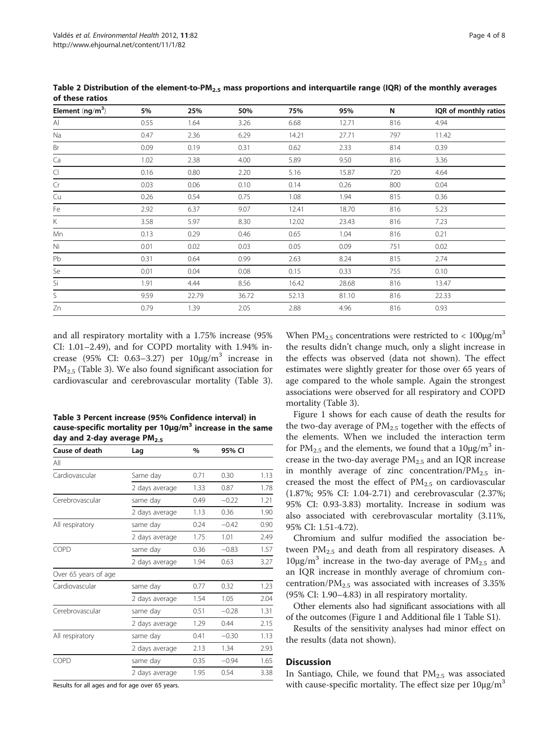**Table 2 Distribution of the element-to-$PM_{2.5}$ mass proportions and interquartile range (IQR) of the monthly averages of these ratios**

| Element ($ng/m^3$) | 5% | 25% | 50% | 75% | 95% | N | IQR of monthly ratios |
|---|---|---|---|---|---|---|---|
| Al | 0.55 | 1.64 | 3.26 | 6.68 | 12.71 | 816 | 4.94 |
| Na | 0.47 | 2.36 | 6.29 | 14.21 | 27.71 | 797 | 11.42 |
| Br | 0.09 | 0.19 | 0.31 | 0.62 | 2.33 | 814 | 0.39 |
| Ca | 1.02 | 2.38 | 4.00 | 5.89 | 9.50 | 816 | 3.36 |
| Cl | 0.16 | 0.80 | 2.20 | 5.16 | 15.87 | 720 | 4.64 |
| Cr | 0.03 | 0.06 | 0.10 | 0.14 | 0.26 | 800 | 0.04 |
| Cu | 0.26 | 0.54 | 0.75 | 1.08 | 1.94 | 815 | 0.36 |
| Fe | 2.92 | 6.37 | 9.07 | 12.41 | 18.70 | 816 | 5.23 |
| K | 3.58 | 5.97 | 8.30 | 12.02 | 23.43 | 816 | 7.23 |
| Mn | 0.13 | 0.29 | 0.46 | 0.65 | 1.04 | 816 | 0.21 |
| Ni | 0.01 | 0.02 | 0.03 | 0.05 | 0.09 | 751 | 0.02 |
| Pb | 0.31 | 0.64 | 0.99 | 2.63 | 8.24 | 815 | 2.74 |
| Se | 0.01 | 0.04 | 0.08 | 0.15 | 0.33 | 755 | 0.10 |
| Si | 1.91 | 4.44 | 8.56 | 16.42 | 28.68 | 816 | 13.47 |
| S | 9.59 | 22.79 | 36.72 | 52.13 | 81.10 | 816 | 22.33 |
| Zn | 0.79 | 1.39 | 2.05 | 2.88 | 4.96 | 816 | 0.93 |

and all respiratory mortality with a 1.75% increase (95% CI: 1.01–2.49), and for COPD mortality with 1.94% increase (95% CI: 0.63–3.27) per $10 \mu g/m^3$ increase in $PM_{2.5}$ (Table 3). We also found significant association for cardiovascular and cerebrovascular mortality (Table 3).

**Table 3 Percent increase (95% Confidence interval) in cause-specific mortality per $10 \mu g/m^3$ increase in the same day and 2-day average $PM_{2.5}$**

| Cause of death | Lag | % | 95% CI | |
|---|---|---|---|---|
| All | | | | |
| Cardiovascular | Same day | 0.71 | 0.30 | 1.13 |
| | 2 days average | 1.33 | 0.87 | 1.78 |
| Cerebrovascular | same day | 0.49 | −0.22 | 1.21 |
| | 2 days average | 1.13 | 0.36 | 1.90 |
| All respiratory | same day | 0.24 | −0.42 | 0.90 |
| | 2 days average | 1.75 | 1.01 | 2.49 |
| COPD | same day | 0.36 | −0.83 | 1.57 |
| | 2 days average | 1.94 | 0.63 | 3.27 |
| Over 65 years of age | | | | |
| Cardiovascular | same day | 0.77 | 0.32 | 1.23 |
| | 2 days average | 1.54 | 1.05 | 2.04 |
| Cerebrovascular | same day | 0.51 | −0.28 | 1.31 |
| | 2 days average | 1.29 | 0.44 | 2.15 |
| All respiratory | same day | 0.41 | −0.30 | 1.13 |
| | 2 days average | 2.13 | 1.34 | 2.93 |
| COPD | same day | 0.35 | −0.94 | 1.65 |
| | 2 days average | 1.95 | 0.54 | 3.38 |

Results for all ages and for age over 65 years.

When $PM_{2.5}$ concentrations were restricted to < $100 \mu g/m^3$ the results didn't change much, only a slight increase in the effects was observed (data not shown). The effect estimates were slightly greater for those over 65 years of age compared to the whole sample. Again the strongest associations were observed for all respiratory and COPD mortality (Table 3).

Figure 1 shows for each cause of death the results for the two-day average of $PM_{2.5}$ together with the effects of the elements. When we included the interaction term for $PM_{2.5}$ and the elements, we found that a $10 \mu g/m^3$ increase in the two-day average $PM_{2.5}$ and an IQR increase in monthly average of zinc concentration/$PM_{2.5}$ increased the most the effect of $PM_{2.5}$ on cardiovascular (1.87%; 95% CI: 1.04-2.71) and cerebrovascular (2.37%; 95% CI: 0.93-3.83) mortality. Increase in sodium was also associated with cerebrovascular mortality (3.11%, 95% CI: 1.51-4.72).

Chromium and sulfur modified the association between $PM_{2.5}$ and death from all respiratory diseases. A $10 \mu g/m^3$ increase in the two-day average of $PM_{2.5}$ and an IQR increase in monthly average of chromium concentration/$PM_{2.5}$ was associated with increases of 3.35% (95% CI: 1.90–4.83) in all respiratory mortality.

Other elements also had significant associations with all of the outcomes (Figure 1 and Additional file 1 Table S1).

Results of the sensitivity analyses had minor effect on the results (data not shown).

## Discussion

In Santiago, Chile, we found that $PM_{2.5}$ was associated with cause-specific mortality. The effect size per $10 \mu g/m^3$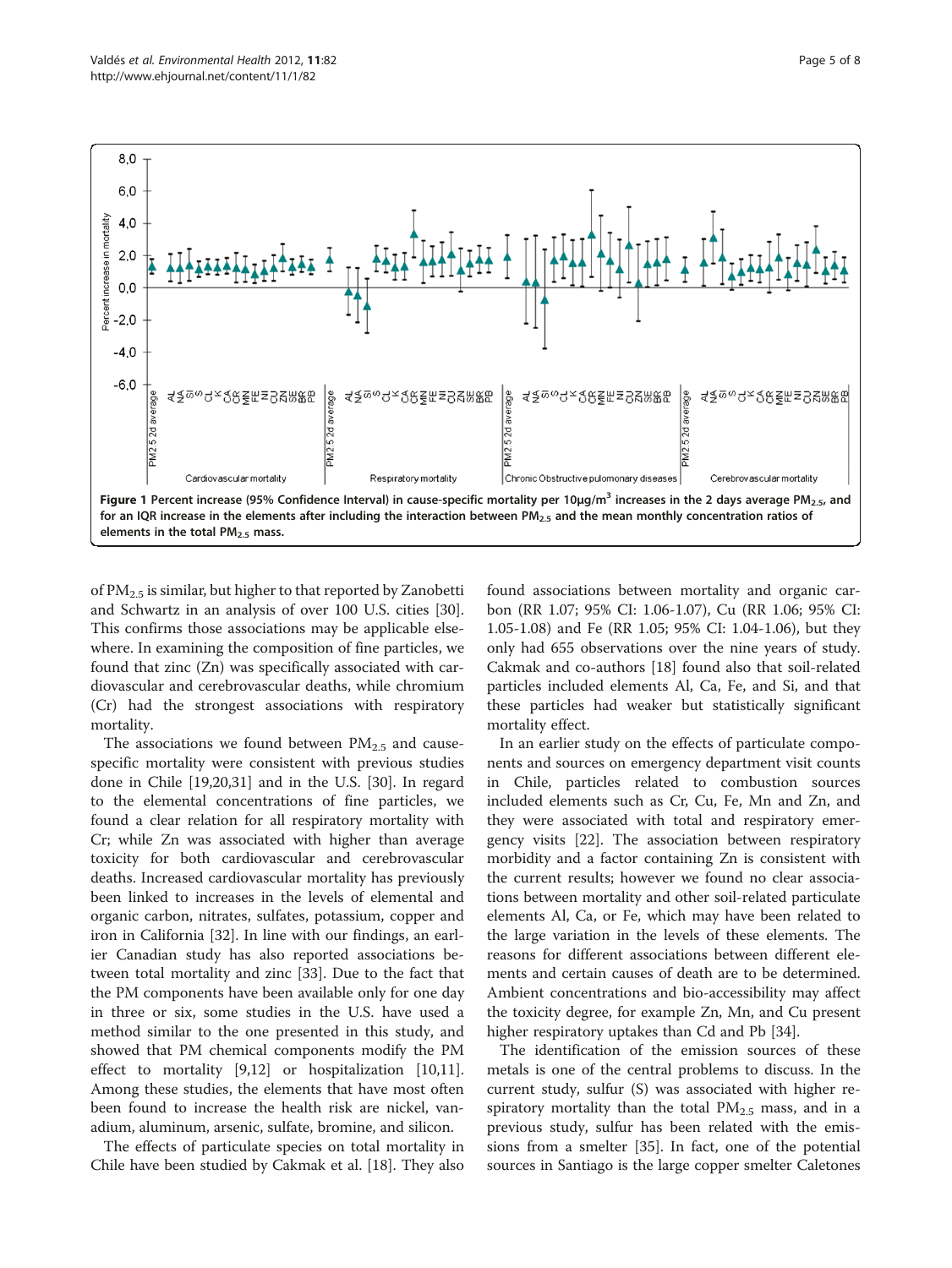**Figure 1 Percent increase (95% Confidence Interval) in cause-specific mortality per 10µg/m$^3$ increases in the 2 days average $PM_{2.5}$, and for an IQR increase in the elements after including the interaction between $PM_{2.5}$ and the mean monthly concentration ratios of elements in the total $PM_{2.5}$ mass.**

of $PM_{2.5}$ is similar, but higher to that reported by Zanobetti and Schwartz in an analysis of over 100 U.S. cities [30]. This confirms those associations may be applicable elsewhere. In examining the composition of fine particles, we found that zinc (Zn) was specifically associated with cardiovascular and cerebrovascular deaths, while chromium (Cr) had the strongest associations with respiratory mortality.

The associations we found between $PM_{2.5}$ and cause-specific mortality were consistent with previous studies done in Chile [19,20,31] and in the U.S. [30]. In regard to the elemental concentrations of fine particles, we found a clear relation for all respiratory mortality with Cr; while Zn was associated with higher than average toxicity for both cardiovascular and cerebrovascular deaths. Increased cardiovascular mortality has previously been linked to increases in the levels of elemental and organic carbon, nitrates, sulfates, potassium, copper and iron in California [32]. In line with our findings, an earlier Canadian study has also reported associations between total mortality and zinc [33]. Due to the fact that the PM components have been available only for one day in three or six, some studies in the U.S. have used a method similar to the one presented in this study, and showed that PM chemical components modify the PM effect to mortality [9,12] or hospitalization [10,11]. Among these studies, the elements that have most often been found to increase the health risk are nickel, vanadium, aluminum, arsenic, sulfate, bromine, and silicon.

The effects of particulate species on total mortality in Chile have been studied by Cakmak et al. [18]. They also found associations between mortality and organic carbon (RR 1.07; 95% CI: 1.06-1.07), Cu (RR 1.06; 95% CI: 1.05-1.08) and Fe (RR 1.05; 95% CI: 1.04-1.06), but they only had 655 observations over the nine years of study. Cakmak and co-authors [18] found also that soil-related particles included elements Al, Ca, Fe, and Si, and that these particles had weaker but statistically significant mortality effect.

In an earlier study on the effects of particulate components and sources on emergency department visit counts in Chile, particles related to combustion sources included elements such as Cr, Cu, Fe, Mn and Zn, and they were associated with total and respiratory emergency visits [22]. The association between respiratory morbidity and a factor containing Zn is consistent with the current results; however we found no clear associations between mortality and other soil-related particulate elements Al, Ca, or Fe, which may have been related to the large variation in the levels of these elements. The reasons for different associations between different elements and certain causes of death are to be determined. Ambient concentrations and bio-accessibility may affect the toxicity degree, for example Zn, Mn, and Cu present higher respiratory uptakes than Cd and Pb [34].

The identification of the emission sources of these metals is one of the central problems to discuss. In the current study, sulfur (S) was associated with higher respiratory mortality than the total $PM_{2.5}$ mass, and in a previous study, sulfur has been related with the emissions from a smelter [35]. In fact, one of the potential sources in Santiago is the large copper smelter Caletones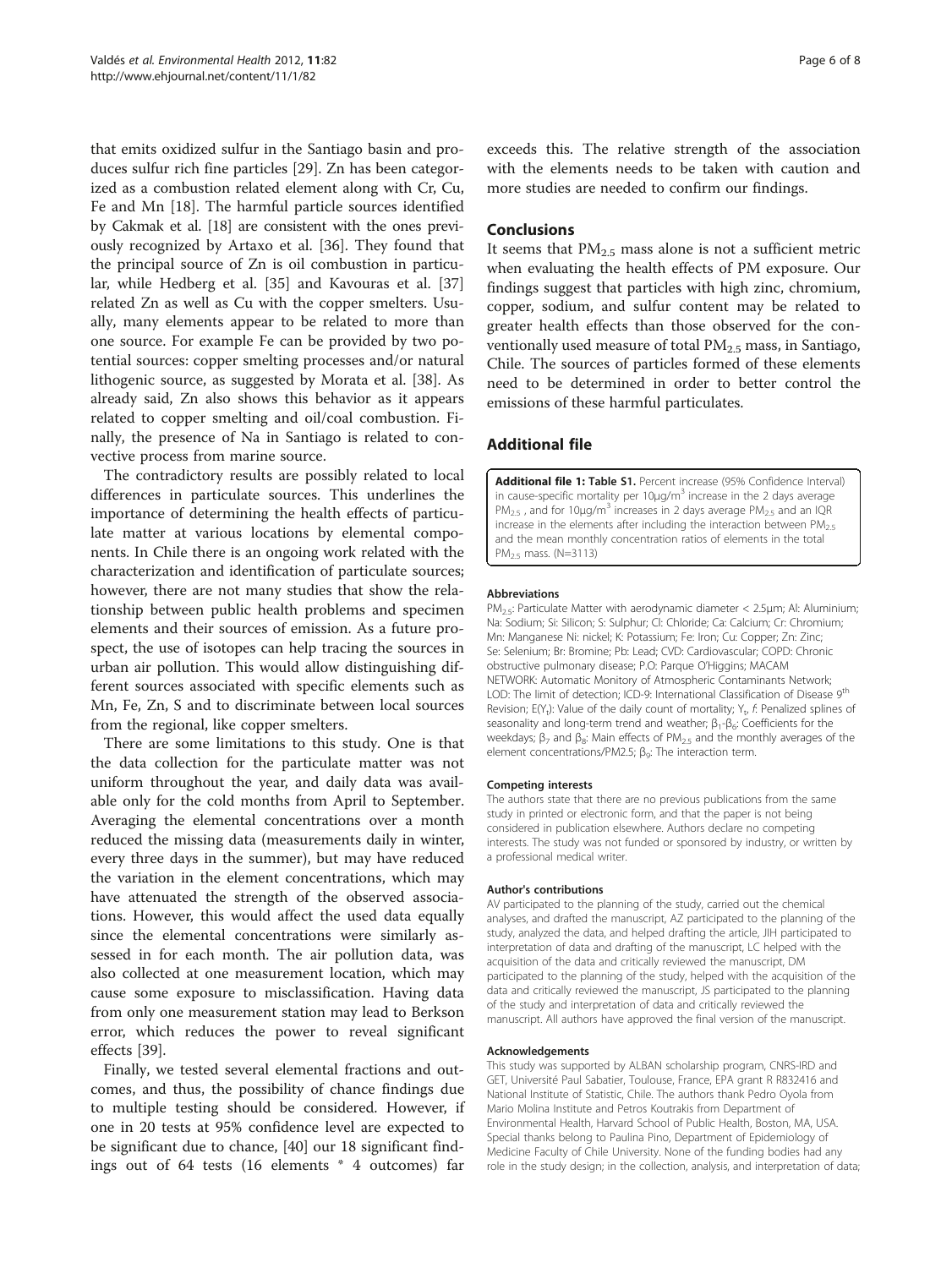that emits oxidized sulfur in the Santiago basin and produces sulfur rich fine particles [29]. Zn has been categorized as a combustion related element along with Cr, Cu, Fe and Mn [18]. The harmful particle sources identified by Cakmak et al. [18] are consistent with the ones previously recognized by Artaxo et al. [36]. They found that the principal source of Zn is oil combustion in particular, while Hedberg et al. [35] and Kavouras et al. [37] related Zn as well as Cu with the copper smelters. Usually, many elements appear to be related to more than one source. For example Fe can be provided by two potential sources: copper smelting processes and/or natural lithogenic source, as suggested by Morata et al. [38]. As already said, Zn also shows this behavior as it appears related to copper smelting and oil/coal combustion. Finally, the presence of Na in Santiago is related to convective process from marine source.

The contradictory results are possibly related to local differences in particulate sources. This underlines the importance of determining the health effects of particulate matter at various locations by elemental components. In Chile there is an ongoing work related with the characterization and identification of particulate sources; however, there are not many studies that show the relationship between public health problems and specimen elements and their sources of emission. As a future prospect, the use of isotopes can help tracing the sources in urban air pollution. This would allow distinguishing different sources associated with specific elements such as Mn, Fe, Zn, S and to discriminate between local sources from the regional, like copper smelters.

There are some limitations to this study. One is that the data collection for the particulate matter was not uniform throughout the year, and daily data was available only for the cold months from April to September. Averaging the elemental concentrations over a month reduced the missing data (measurements daily in winter, every three days in the summer), but may have reduced the variation in the element concentrations, which may have attenuated the strength of the observed associations. However, this would affect the used data equally since the elemental concentrations were similarly assessed in for each month. The air pollution data, was also collected at one measurement location, which may cause some exposure to misclassification. Having data from only one measurement station may lead to Berkson error, which reduces the power to reveal significant effects [39].

Finally, we tested several elemental fractions and outcomes, and thus, the possibility of chance findings due to multiple testing should be considered. However, if one in 20 tests at 95% confidence level are expected to be significant due to chance, [40] our 18 significant findings out of 64 tests (16 elements * 4 outcomes) far exceeds this. The relative strength of the association with the elements needs to be taken with caution and more studies are needed to confirm our findings.

## Conclusions

It seems that $PM_{2.5}$ mass alone is not a sufficient metric when evaluating the health effects of PM exposure. Our findings suggest that particles with high zinc, chromium, copper, sodium, and sulfur content may be related to greater health effects than those observed for the conventionally used measure of total $PM_{2.5}$ mass, in Santiago, Chile. The sources of particles formed of these elements need to be determined in order to better control the emissions of these harmful particulates.

## Additional file

**Additional file 1: Table S1.** Percent increase (95% Confidence Interval) in cause-specific mortality per 10μg/m$^3$ increase in the 2 days average $PM_{2.5}$ , and for 10μg/m$^3$ increases in 2 days average $PM_{2.5}$ and an IQR increase in the elements after including the interaction between $PM_{2.5}$ and the mean monthly concentration ratios of elements in the total $PM_{2.5}$ mass. (N=3113)

#### Abbreviations

$PM_{2.5}$: Particulate Matter with aerodynamic diameter < 2.5μm; Al: Aluminium; Na: Sodium; Si: Silicon; S: Sulphur; Cl: Chloride; Ca: Calcium; Cr: Chromium; Mn: Manganese Ni: nickel; K: Potassium; Fe: Iron; Cu: Copper; Zn: Zinc; Se: Selenium; Br: Bromine; Pb: Lead; CVD: Cardiovascular; COPD: Chronic obstructive pulmonary disease; P.O: Parque O'Higgins; MACAM NETWORK: Automatic Monitory of Atmospheric Contaminants Network; LOD: The limit of detection; ICD-9: International Classification of Disease 9th Revision; $E(Y_t)$: Value of the daily count of mortality; $Y_t$, $f$: Penalized splines of seasonality and long-term trend and weather; $\beta_1$-$\beta_6$: Coefficients for the weekdays; $\beta_7$ and $\beta_8$: Main effects of $PM_{2.5}$ and the monthly averages of the element concentrations/PM2.5; $\beta_9$: The interaction term.

#### Competing interests

The authors state that there are no previous publications from the same study in printed or electronic form, and that the paper is not being considered in publication elsewhere. Authors declare no competing interests. The study was not funded or sponsored by industry, or written by a professional medical writer.

#### Author's contributions

AV participated to the planning of the study, carried out the chemical analyses, and drafted the manuscript, AZ participated to the planning of the study, analyzed the data, and helped drafting the article, JIH participated to interpretation of data and drafting of the manuscript, LC helped with the acquisition of the data and critically reviewed the manuscript, DM participated to the planning of the study, helped with the acquisition of the data and critically reviewed the manuscript, JS participated to the planning of the study and interpretation of data and critically reviewed the manuscript. All authors have approved the final version of the manuscript.

#### Acknowledgements

This study was supported by ALBAN scholarship program, CNRS-IRD and GET, Université Paul Sabatier, Toulouse, France, EPA grant R R832416 and National Institute of Statistic, Chile. The authors thank Pedro Oyola from Mario Molina Institute and Petros Koutrakis from Department of Environmental Health, Harvard School of Public Health, Boston, MA, USA. Special thanks belong to Paulina Pino, Department of Epidemiology of Medicine Faculty of Chile University. None of the funding bodies had any role in the study design; in the collection, analysis, and interpretation of data;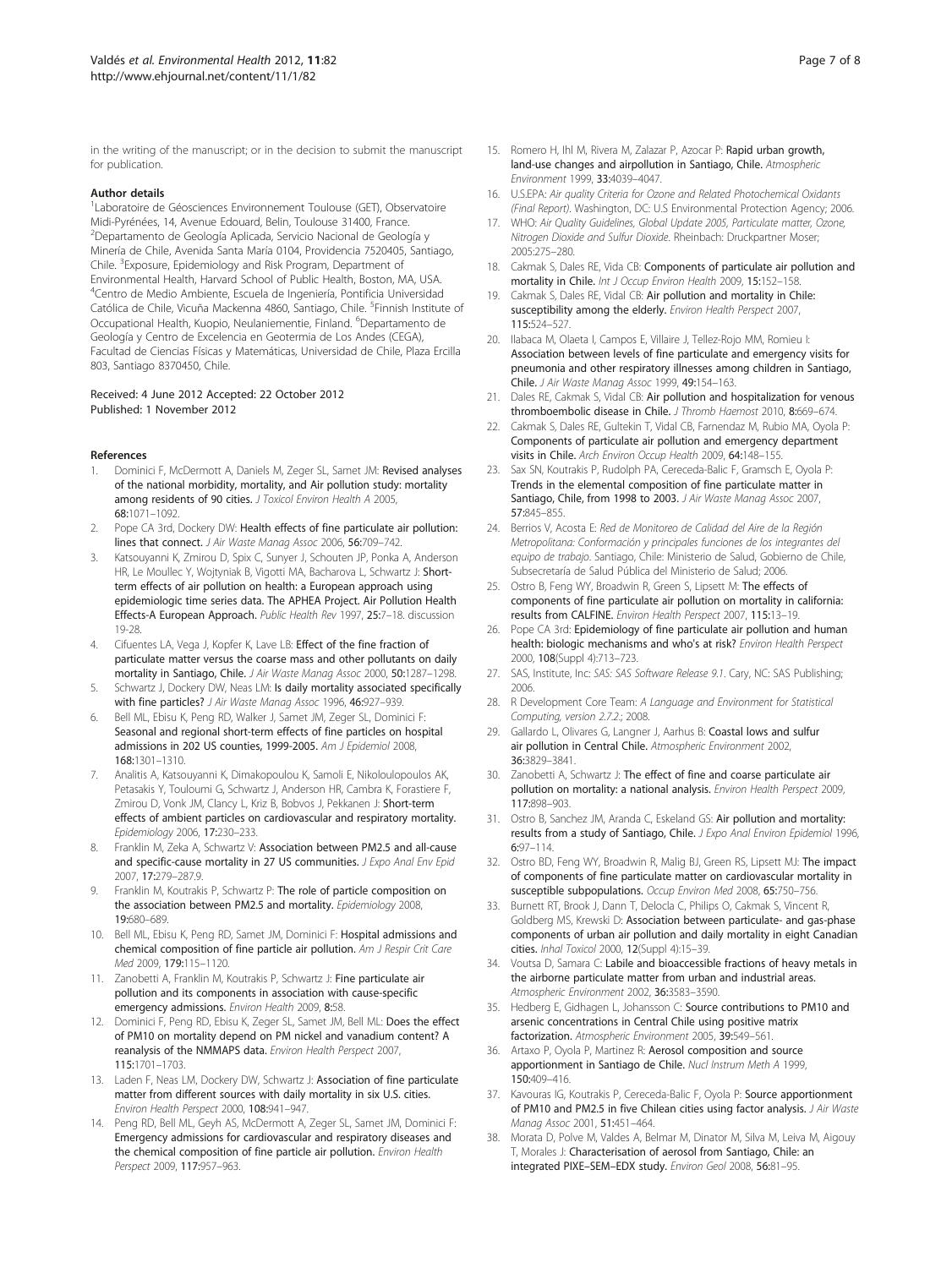in the writing of the manuscript; or in the decision to submit the manuscript for publication.

#### Author details

[1]Laboratoire de Géosciences Environnement Toulouse (GET), Observatoire Midi-Pyrénées, 14, Avenue Edouard, Belin, Toulouse 31400, France. [2]Departamento de Geología Aplicada, Servicio Nacional de Geología y Minería de Chile, Avenida Santa María 0104, Providencia 7520405, Santiago, Chile. [3]Exposure, Epidemiology and Risk Program, Department of Environmental Health, Harvard School of Public Health, Boston, MA, USA. [4]Centro de Medio Ambiente, Escuela de Ingeniería, Pontificia Universidad Católica de Chile, Vicuña Mackenna 4860, Santiago, Chile. [5]Finnish Institute of Occupational Health, Kuopio, Neulaniementie, Finland. [6]Departamento de Geología y Centro de Excelencia en Geotermia de Los Andes (CEGA), Facultad de Ciencias Físicas y Matemáticas, Universidad de Chile, Plaza Ercilla 803, Santiago 8370450, Chile.

Received: 4 June 2012 Accepted: 22 October 2012
Published: 1 November 2012

#### References

1. Dominici F, McDermott A, Daniels M, Zeger SL, Samet JM: **Revised analyses of the national morbidity, mortality, and Air pollution study: mortality among residents of 90 cities.** *J Toxicol Environ Health A* 2005, **68:**1071–1092.
2. Pope CA 3rd, Dockery DW: **Health effects of fine particulate air pollution: lines that connect.** *J Air Waste Manag Assoc* 2006, **56:**709–742.
3. Katsouyanni K, Zmirou D, Spix C, Sunyer J, Schouten JP, Ponka A, Anderson HR, Le Moullec Y, Wojtyniak B, Vigotti MA, Bacharova L, Schwartz J: **Short-term effects of air pollution on health: a European approach using epidemiologic time series data. The APHEA Project. Air Pollution Health Effects-A European Approach.** *Public Health Rev* 1997, **25:**7–18. discussion 19-28.
4. Cifuentes LA, Vega J, Kopfer K, Lave LB: **Effect of the fine fraction of particulate matter versus the coarse mass and other pollutants on daily mortality in Santiago, Chile.** *J Air Waste Manag Assoc* 2000, **50:**1287–1298.
5. Schwartz J, Dockery DW, Neas LM: **Is daily mortality associated specifically with fine particles?** *J Air Waste Manag Assoc* 1996, **46:**927–939.
6. Bell ML, Ebisu K, Peng RD, Walker J, Samet JM, Zeger SL, Dominici F: **Seasonal and regional short-term effects of fine particles on hospital admissions in 202 US counties, 1999-2005.** *Am J Epidemiol* 2008, **168:**1301–1310.
7. Analitis A, Katsouyanni K, Dimakopoulou K, Samoli E, Nikoloulopoulos AK, Petasakis Y, Touloumi G, Schwartz J, Anderson HR, Cambra K, Forastiere F, Zmirou D, Vonk JM, Clancy L, Kriz B, Bobvos J, Pekkanen J: **Short-term effects of ambient particles on cardiovascular and respiratory mortality.** *Epidemiology* 2006, **17:**230–233.
8. Franklin M, Zeka A, Schwartz V: **Association between PM2.5 and all-cause and specific-cause mortality in 27 US communities.** *J Expo Anal Env Epid* 2007, **17:**279–287.9.
9. Franklin M, Koutrakis P, Schwartz P: **The role of particle composition on the association between PM2.5 and mortality.** *Epidemiology* 2008, **19:**680–689.
10. Bell ML, Ebisu K, Peng RD, Samet JM, Dominici F: **Hospital admissions and chemical composition of fine particle air pollution.** *Am J Respir Crit Care Med* 2009, **179:**115–1120.
11. Zanobetti A, Franklin M, Koutrakis P, Schwartz J: **Fine particulate air pollution and its components in association with cause-specific emergency admissions.** *Environ Health* 2009, **8:**58.
12. Dominici F, Peng RD, Ebisu K, Zeger SL, Samet JM, Bell ML: **Does the effect of PM10 on mortality depend on PM nickel and vanadium content? A reanalysis of the NMMAPS data.** *Environ Health Perspect* 2007, **115:**1701–1703.
13. Laden F, Neas LM, Dockery DW, Schwartz J: **Association of fine particulate matter from different sources with daily mortality in six U.S. cities.** *Environ Health Perspect* 2000, **108:**941–947.
14. Peng RD, Bell ML, Geyh AS, McDermott A, Zeger SL, Samet JM, Dominici F: **Emergency admissions for cardiovascular and respiratory diseases and the chemical composition of fine particle air pollution.** *Environ Health Perspect* 2009, **117:**957–963.
15. Romero H, Ihl M, Rivera M, Zalazar P, Azocar P: **Rapid urban growth, land-use changes and airpollution in Santiago, Chile.** *Atmospheric Environment* 1999, **33:**4039–4047.
16. U.S.EPA: *Air quality Criteria for Ozone and Related Photochemical Oxidants (Final Report).* Washington, DC: U.S Environmental Protection Agency; 2006.
17. WHO: *Air Quality Guidelines, Global Update 2005, Particulate matter, Ozone, Nitrogen Dioxide and Sulfur Dioxide.* Rheinbach: Druckpartner Moser; 2005:275–280.
18. Cakmak S, Dales RE, Vida CB: **Components of particulate air pollution and mortality in Chile.** *Int J Occup Environ Health* 2009, **15:**152–158.
19. Cakmak S, Dales RE, Vidal CB: **Air pollution and mortality in Chile: susceptibility among the elderly.** *Environ Health Perspect* 2007, **115:**524–527.
20. Ilabaca M, Olaeta I, Campos E, Villaire J, Tellez-Rojo MM, Romieu I: **Association between levels of fine particulate and emergency visits for pneumonia and other respiratory illnesses among children in Santiago, Chile.** *J Air Waste Manag Assoc* 1999, **49:**154–163.
21. Dales RE, Cakmak S, Vidal CB: **Air pollution and hospitalization for venous thromboembolic disease in Chile.** *J Thromb Haemost* 2010, **8:**669–674.
22. Cakmak S, Dales RE, Gultekin T, Vidal CB, Farnendaz M, Rubio MA, Oyola P: **Components of particulate air pollution and emergency department visits in Chile.** *Arch Environ Occup Health* 2009, **64:**148–155.
23. Sax SN, Koutrakis P, Rudolph PA, Cereceda-Balic F, Gramsch E, Oyola P: **Trends in the elemental composition of fine particulate matter in Santiago, Chile, from 1998 to 2003.** *J Air Waste Manag Assoc* 2007, **57:**845–855.
24. Berrios V, Acosta E: *Red de Monitoreo de Calidad del Aire de la Región Metropolitana: Conformación y principales funciones de los integrantes del equipo de trabajo.* Santiago, Chile: Ministerio de Salud, Gobierno de Chile, Subsecretaría de Salud Pública del Ministerio de Salud; 2006.
25. Ostro B, Feng WY, Broadwin R, Green S, Lipsett M: **The effects of components of fine particulate air pollution on mortality in california: results from CALFINE.** *Environ Health Perspect* 2007, **115:**13–19.
26. Pope CA 3rd: **Epidemiology of fine particulate air pollution and human health: biologic mechanisms and who's at risk?** *Environ Health Perspect* 2000, **108**(Suppl 4):713–723.
27. SAS, Institute, Inc: *SAS: SAS Software Release 9.1.* Cary, NC: SAS Publishing; 2006.
28. R Development Core Team: *A Language and Environment for Statistical Computing, version 2.7.2.*; 2008.
29. Gallardo L, Olivares G, Langner J, Aarhus B: **Coastal lows and sulfur air pollution in Central Chile.** *Atmospheric Environment* 2002, **36:**3829–3841.
30. Zanobetti A, Schwartz J: **The effect of fine and coarse particulate air pollution on mortality: a national analysis.** *Environ Health Perspect* 2009, **117:**898–903.
31. Ostro B, Sanchez JM, Aranda C, Eskeland GS: **Air pollution and mortality: results from a study of Santiago, Chile.** *J Expo Anal Environ Epidemiol* 1996, **6:**97–114.
32. Ostro BD, Feng WY, Broadwin R, Malig BJ, Green RS, Lipsett MJ: **The impact of components of fine particulate matter on cardiovascular mortality in susceptible subpopulations.** *Occup Environ Med* 2008, **65:**750–756.
33. Burnett RT, Brook J, Dann T, Delocla C, Philips O, Cakmak S, Vincent R, Goldberg MS, Krewski D: **Association between particulate- and gas-phase components of urban air pollution and daily mortality in eight Canadian cities.** *Inhal Toxicol* 2000, **12**(Suppl 4):15–39.
34. Voutsa D, Samara C: **Labile and bioaccessible fractions of heavy metals in the airborne particulate matter from urban and industrial areas.** *Atmospheric Environment* 2002, **36:**3583–3590.
35. Hedberg E, Gidhagen L, Johansson C: **Source contributions to PM10 and arsenic concentrations in Central Chile using positive matrix factorization.** *Atmospheric Environment* 2005, **39:**549–561.
36. Artaxo P, Oyola P, Martinez R: **Aerosol composition and source apportionment in Santiago de Chile.** *Nucl Instrum Meth A* 1999, **150:**409–416.
37. Kavouras IG, Koutrakis P, Cereceda-Balic F, Oyola P: **Source apportionment of PM10 and PM2.5 in five Chilean cities using factor analysis.** *J Air Waste Manag Assoc* 2001, **51:**451–464.
38. Morata D, Polve M, Valdes A, Belmar M, Dinator M, Silva M, Leiva M, Aigouy T, Morales J: **Characterisation of aerosol from Santiago, Chile: an integrated PIXE–SEM–EDX study.** *Environ Geol* 2008, **56:**81–95.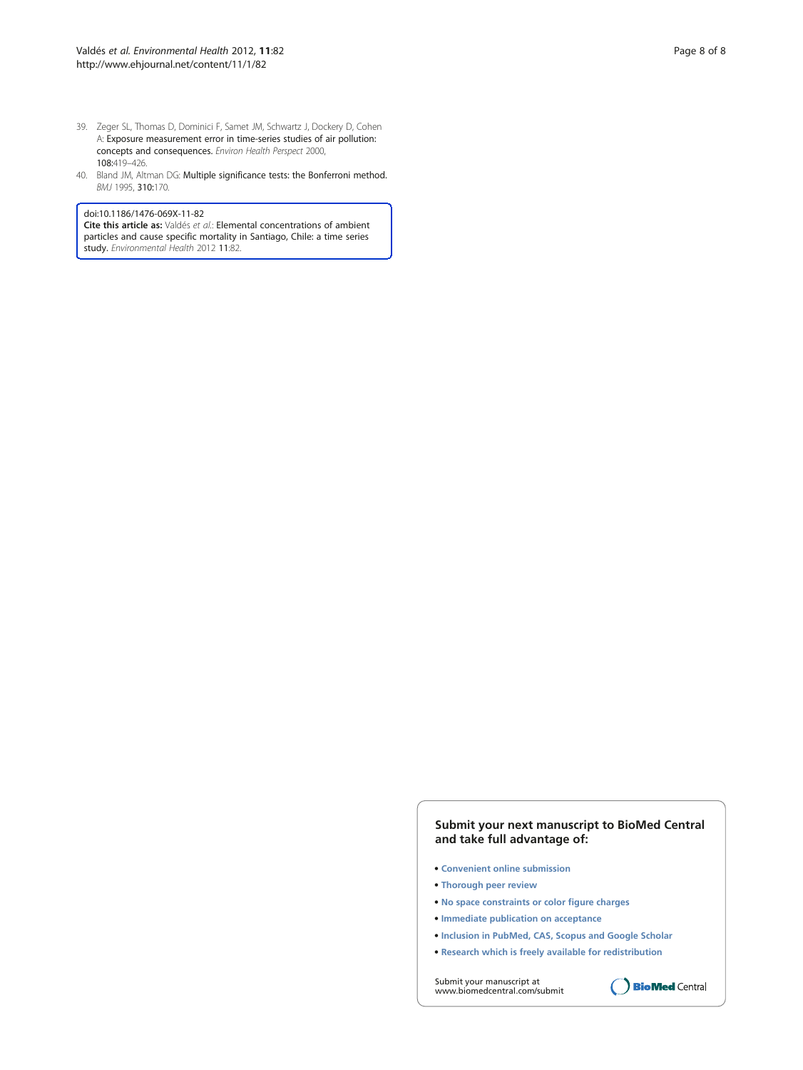39. Zeger SL, Thomas D, Dominici F, Samet JM, Schwartz J, Dockery D, Cohen A: **Exposure measurement error in time-series studies of air pollution: concepts and consequences.** *Environ Health Perspect* 2000, **108:**419–426.
40. Bland JM, Altman DG: **Multiple significance tests: the Bonferroni method.** *BMJ* 1995, **310:**170.

doi:10.1186/1476-069X-11-82

**Cite this article as:** Valdés *et al.*: Elemental concentrations of ambient particles and cause specific mortality in Santiago, Chile: a time series study. *Environmental Health* 2012 **11**:82.

**Submit your next manuscript to BioMed Central and take full advantage of:**

- **Convenient online submission**
- **Thorough peer review**
- **No space constraints or color figure charges**
- **Immediate publication on acceptance**
- **Inclusion in PubMed, CAS, Scopus and Google Scholar**
- **Research which is freely available for redistribution**

Submit your manuscript at www.biomedcentral.com/submit

BioMed Central